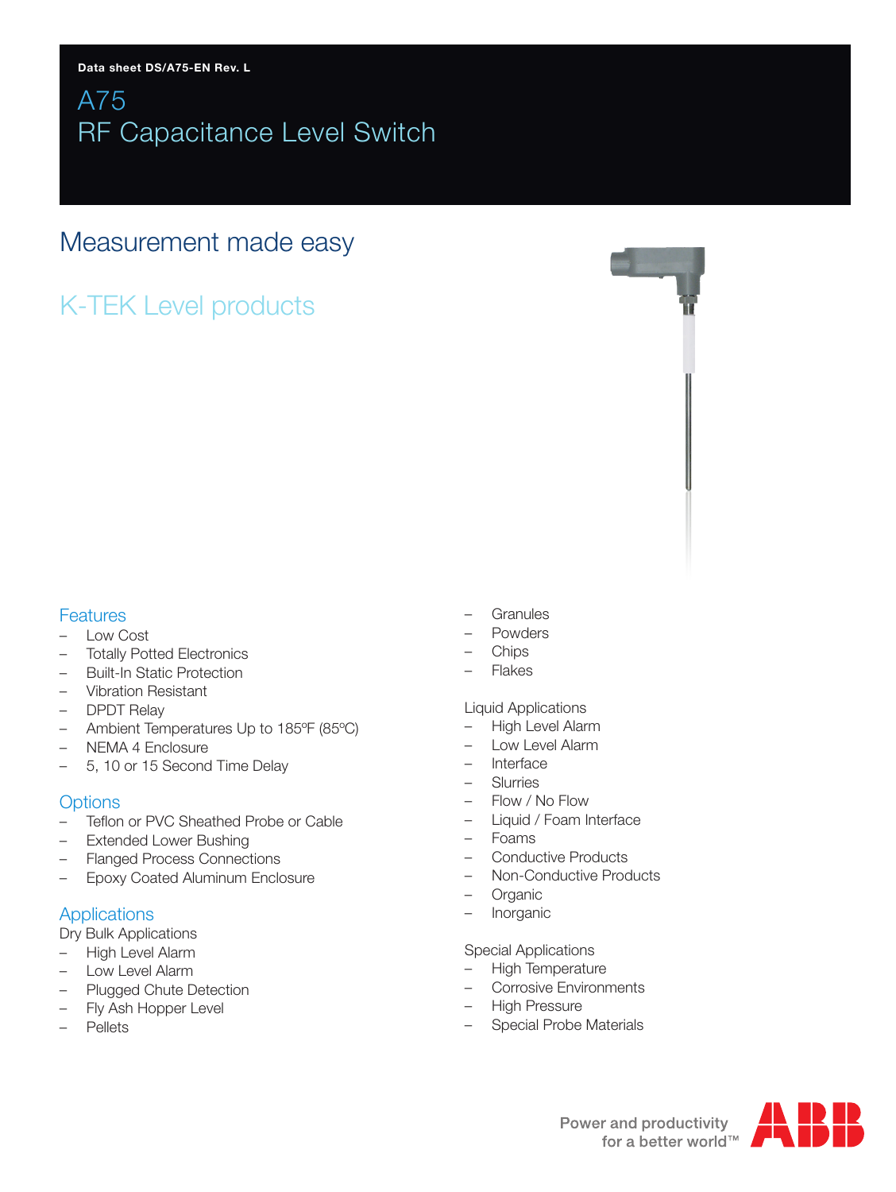Data sheet DS/A75-EN Rev. L

# A75
# RF Capacitance Level Switch

## Measurement made easy

## K-TEK Level products

### Features
- Low Cost
- Totally Potted Electronics
- Built-In Static Protection
- Vibration Resistant
- DPDT Relay
- Ambient Temperatures Up to 185ºF (85ºC)
- NEMA 4 Enclosure
- 5, 10 or 15 Second Time Delay

### Options
- Teflon or PVC Sheathed Probe or Cable
- Extended Lower Bushing
- Flanged Process Connections
- Epoxy Coated Aluminum Enclosure

### Applications
Dry Bulk Applications
- High Level Alarm
- Low Level Alarm
- Plugged Chute Detection
- Fly Ash Hopper Level
- Pellets
- Granules
- Powders
- Chips
- Flakes

Liquid Applications
- High Level Alarm
- Low Level Alarm
- Interface
- Slurries
- Flow / No Flow
- Liquid / Foam Interface
- Foams
- Conductive Products
- Non-Conductive Products
- Organic
- Inorganic

Special Applications
- High Temperature
- Corrosive Environments
- High Pressure
- Special Probe Materials

Power and productivity for a better world™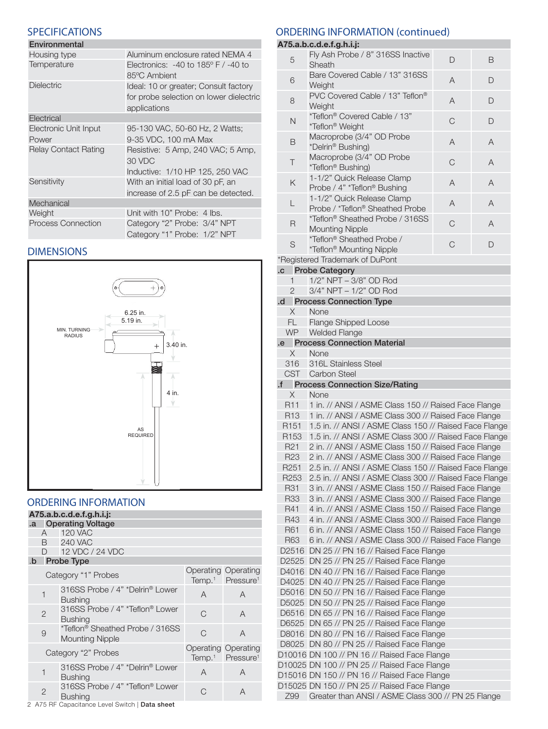## SPECIFICATIONS

| Environmental | |
|---|---|
| Housing type | Aluminum enclosure rated NEMA 4 |
| Temperature | Electronics: -40 to 185° F / -40 to 85ºC Ambient |
| Dielectric | Ideal: 10 or greater; Consult factory for probe selection on lower dielectric applications |
| **Electrical** | |
| Electronic Unit Input Power | 95-130 VAC, 50-60 Hz, 2 Watts; 9-35 VDC, 100 mA Max |
| Relay Contact Rating | Resistive: 5 Amp, 240 VAC; 5 Amp, 30 VDC<br>Inductive: 1/10 HP 125, 250 VAC |
| Sensitivity | With an initial load of 30 pF, an increase of 2.5 pF can be detected. |
| **Mechanical** | |
| Weight | Unit with 10" Probe: 4 lbs. |
| Process Connection | Category "2" Probe: 3/4" NPT<br>Category "1" Probe: 1/2" NPT |

## DIMENSIONS

6.25 in.
5.19 in.
MIN. TURNING RADIUS
3.40 in.
4 in.
AS REQUIRED

## ORDERING INFORMATION

**A75.a.b.c.d.e.f.g.h.i.j:**

**.a Operating Voltage**

| Code | Description |
|---|---|
| A | 120 VAC |
| B | 240 VAC |
| D | 12 VDC / 24 VDC |

**.b Probe Type**

| Code | Category "1" Probes | Operating Temp.[1] | Operating Pressure[1] |
|---|---|---|---|
| 1 | 316SS Probe / 4" *Delrin® Lower Bushing | A | A |
| 2 | 316SS Probe / 4" *Teflon® Lower Bushing | C | A |
| 9 | *Teflon® Sheathed Probe / 316SS Mounting Nipple | C | A |
| | **Category "2" Probes** | **Operating Temp.[1]** | **Operating Pressure[1]** |
| 1 | 316SS Probe / 4" *Delrin® Lower Bushing | A | A |
| 2 | 316SS Probe / 4" *Teflon® Lower Bushing | C | A |

## ORDERING INFORMATION (continued)

**A75.a.b.c.d.e.f.g.h.i.j:**

| Code | Description | Operating Temp.[1] | Operating Pressure[1] |
|---|---|---|---|
| 5 | Fly Ash Probe / 8" 316SS Inactive Sheath | D | B |
| 6 | Bare Covered Cable / 13" 316SS Weight | A | D |
| 8 | PVC Covered Cable / 13" Teflon® Weight | A | D |
| N | *Teflon® Covered Cable / 13" *Teflon® Weight | C | D |
| B | Macroprobe (3/4" OD Probe *Delrin® Bushing) | A | A |
| T | Macroprobe (3/4" OD Probe *Teflon® Bushing) | C | A |
| K | 1-1/2" Quick Release Clamp Probe / 4" *Teflon® Bushing | A | A |
| L | 1-1/2" Quick Release Clamp Probe / *Teflon® Sheathed Probe | A | A |
| R | *Teflon® Sheathed Probe / 316SS Mounting Nipple | C | A |
| S | *Teflon® Sheathed Probe / *Teflon® Mounting Nipple | C | D |

*Registered Trademark of DuPont

**.c Probe Category**

| Code | Description |
|---|---|
| 1 | 1/2" NPT – 3/8" OD Rod |
| 2 | 3/4" NPT – 1/2" OD Rod |

**.d Process Connection Type**

| Code | Description |
|---|---|
| X | None |
| FL | Flange Shipped Loose |
| WP | Welded Flange |

**.e Process Connection Material**

| Code | Description |
|---|---|
| X | None |
| 316 | 316L Stainless Steel |
| CST | Carbon Steel |

**.f Process Connection Size/Rating**

| Code | Description |
|---|---|
| X | None |
| R11 | 1 in. // ANSI / ASME Class 150 // Raised Face Flange |
| R13 | 1 in. // ANSI / ASME Class 300 // Raised Face Flange |
| R151 | 1.5 in. // ANSI / ASME Class 150 // Raised Face Flange |
| R153 | 1.5 in. // ANSI / ASME Class 300 // Raised Face Flange |
| R21 | 2 in. // ANSI / ASME Class 150 // Raised Face Flange |
| R23 | 2 in. // ANSI / ASME Class 300 // Raised Face Flange |
| R251 | 2.5 in. // ANSI / ASME Class 150 // Raised Face Flange |
| R253 | 2.5 in. // ANSI / ASME Class 300 // Raised Face Flange |
| R31 | 3 in. // ANSI / ASME Class 150 // Raised Face Flange |
| R33 | 3 in. // ANSI / ASME Class 300 // Raised Face Flange |
| R41 | 4 in. // ANSI / ASME Class 150 // Raised Face Flange |
| R43 | 4 in. // ANSI / ASME Class 300 // Raised Face Flange |
| R61 | 6 in. // ANSI / ASME Class 150 // Raised Face Flange |
| R63 | 6 in. // ANSI / ASME Class 300 // Raised Face Flange |
| D2516 | DN 25 // PN 16 // Raised Face Flange |
| D2525 | DN 25 // PN 25 // Raised Face Flange |
| D4016 | DN 40 // PN 16 // Raised Face Flange |
| D4025 | DN 40 // PN 25 // Raised Face Flange |
| D5016 | DN 50 // PN 16 // Raised Face Flange |
| D5025 | DN 50 // PN 25 // Raised Face Flange |
| D6516 | DN 65 // PN 16 // Raised Face Flange |
| D6525 | DN 65 // PN 25 // Raised Face Flange |
| D8016 | DN 80 // PN 16 // Raised Face Flange |
| D8025 | DN 80 // PN 25 // Raised Face Flange |
| D10016 | DN 100 // PN 16 // Raised Face Flange |
| D10025 | DN 100 // PN 25 // Raised Face Flange |
| D15016 | DN 150 // PN 16 // Raised Face Flange |
| D15025 | DN 150 // PN 25 // Raised Face Flange |
| Z99 | Greater than ANSI / ASME Class 300 // PN 25 Flange |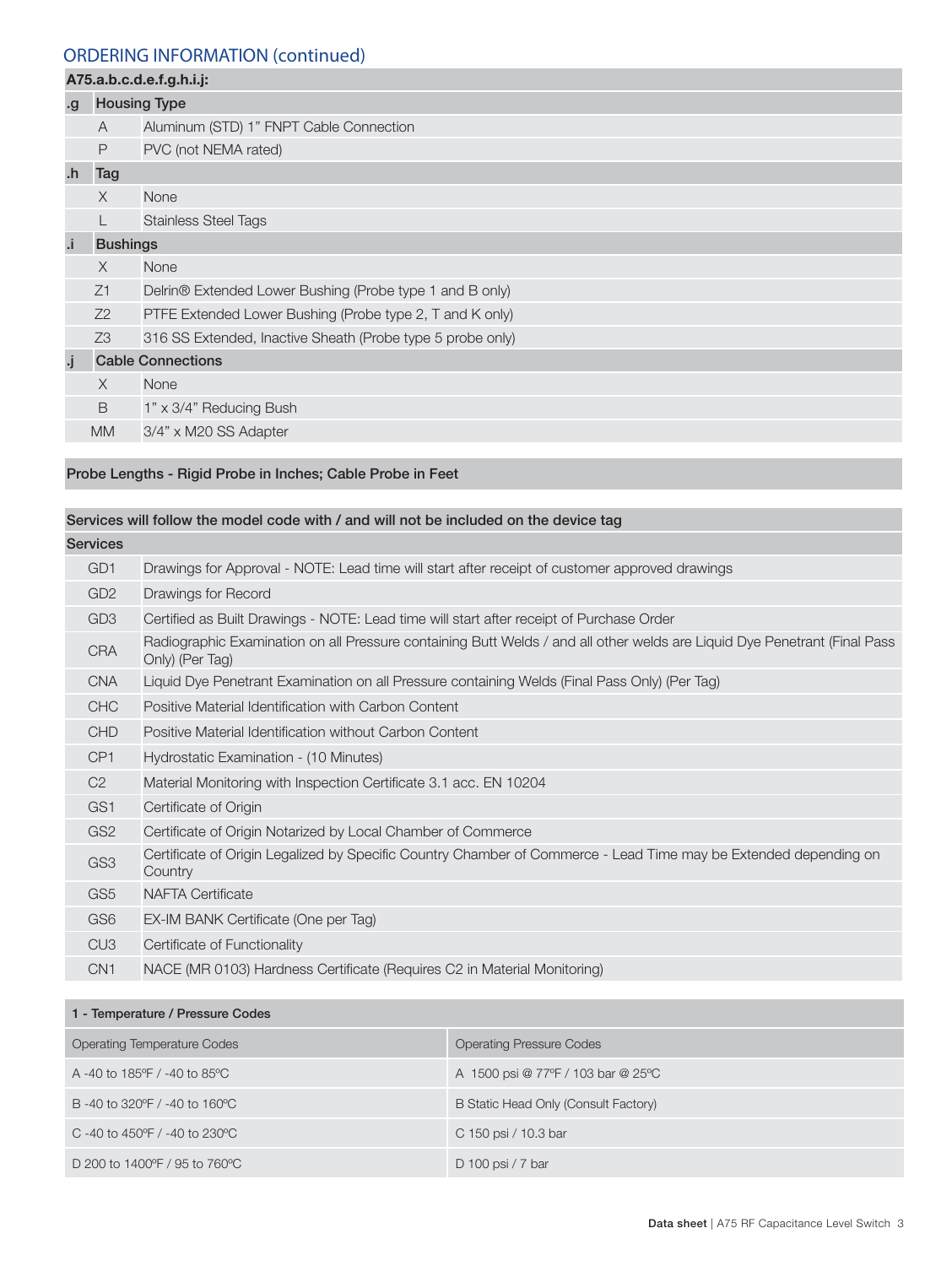## ORDERING INFORMATION (continued)

**A75.a.b.c.d.e.f.g.h.i.j:**

| | | |
|---|---|---|
| **.g** | **Housing Type** | |
| | A | Aluminum (STD) 1" FNPT Cable Connection |
| | P | PVC (not NEMA rated) |
| **.h** | **Tag** | |
| | X | None |
| | L | Stainless Steel Tags |
| **.i** | **Bushings** | |
| | X | None |
| | Z1 | Delrin® Extended Lower Bushing (Probe type 1 and B only) |
| | Z2 | PTFE Extended Lower Bushing (Probe type 2, T and K only) |
| | Z3 | 316 SS Extended, Inactive Sheath (Probe type 5 probe only) |
| **.j** | **Cable Connections** | |
| | X | None |
| | B | 1" x 3/4" Reducing Bush |
| | MM | 3/4" x M20 SS Adapter |

**Probe Lengths - Rigid Probe in Inches; Cable Probe in Feet**

**Services will follow the model code with / and will not be included on the device tag**

| **Services** | |
|---|---|
| GD1 | Drawings for Approval - NOTE: Lead time will start after receipt of customer approved drawings |
| GD2 | Drawings for Record |
| GD3 | Certified as Built Drawings - NOTE: Lead time will start after receipt of Purchase Order |
| CRA | Radiographic Examination on all Pressure containing Butt Welds / and all other welds are Liquid Dye Penetrant (Final Pass Only) (Per Tag) |
| CNA | Liquid Dye Penetrant Examination on all Pressure containing Welds (Final Pass Only) (Per Tag) |
| CHC | Positive Material Identification with Carbon Content |
| CHD | Positive Material Identification without Carbon Content |
| CP1 | Hydrostatic Examination - (10 Minutes) |
| C2 | Material Monitoring with Inspection Certificate 3.1 acc. EN 10204 |
| GS1 | Certificate of Origin |
| GS2 | Certificate of Origin Notarized by Local Chamber of Commerce |
| GS3 | Certificate of Origin Legalized by Specific Country Chamber of Commerce - Lead Time may be Extended depending on Country |
| GS5 | NAFTA Certificate |
| GS6 | EX-IM BANK Certificate (One per Tag) |
| CU3 | Certificate of Functionality |
| CN1 | NACE (MR 0103) Hardness Certificate (Requires C2 in Material Monitoring) |

**1 - Temperature / Pressure Codes**

| Operating Temperature Codes | Operating Pressure Codes |
|---|---|
| A -40 to 185ºF / -40 to 85ºC | A 1500 psi @ 77ºF / 103 bar @ 25ºC |
| B -40 to 320ºF / -40 to 160ºC | B Static Head Only (Consult Factory) |
| C -40 to 450ºF / -40 to 230ºC | C 150 psi / 10.3 bar |
| D 200 to 1400ºF / 95 to 760ºC | D 100 psi / 7 bar |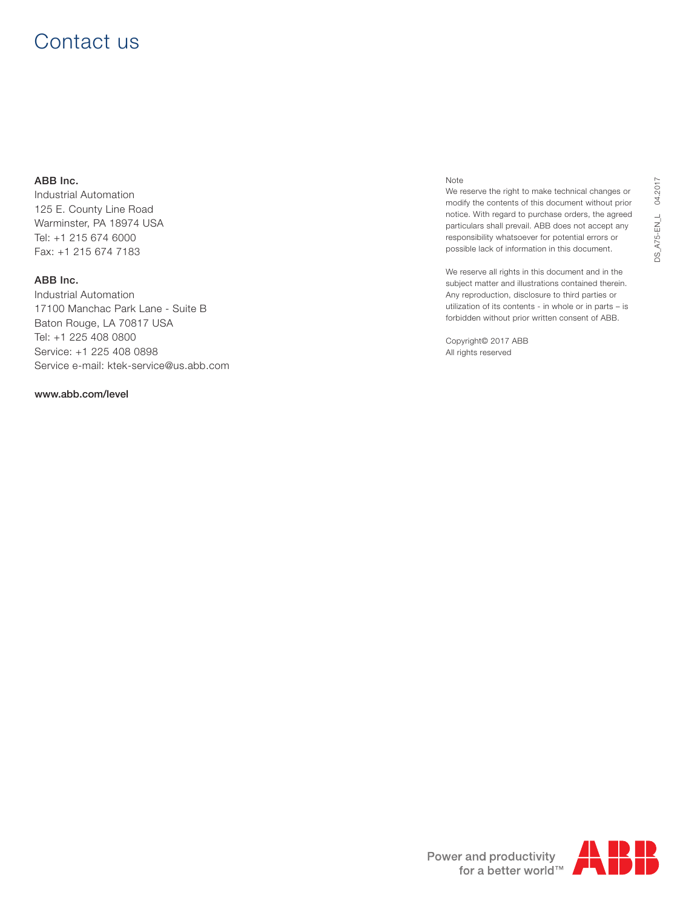# Contact us

**ABB Inc.**
Industrial Automation
125 E. County Line Road
Warminster, PA 18974 USA
Tel: +1 215 674 6000
Fax: +1 215 674 7183

**ABB Inc.**
Industrial Automation
17100 Manchac Park Lane - Suite B
Baton Rouge, LA 70817 USA
Tel: +1 225 408 0800
Service: +1 225 408 0898
Service e-mail: ktek-service@us.abb.com

**www.abb.com/level**

Note
We reserve the right to make technical changes or modify the contents of this document without prior notice. With regard to purchase orders, the agreed particulars shall prevail. ABB does not accept any responsibility whatsoever for potential errors or possible lack of information in this document.

We reserve all rights in this document and in the subject matter and illustrations contained therein. Any reproduction, disclosure to third parties or utilization of its contents - in whole or in parts – is forbidden without prior written consent of ABB.

Copyright© 2017 ABB
All rights reserved

DS_A75-EN_L 04.2017

Power and productivity
for a better world™